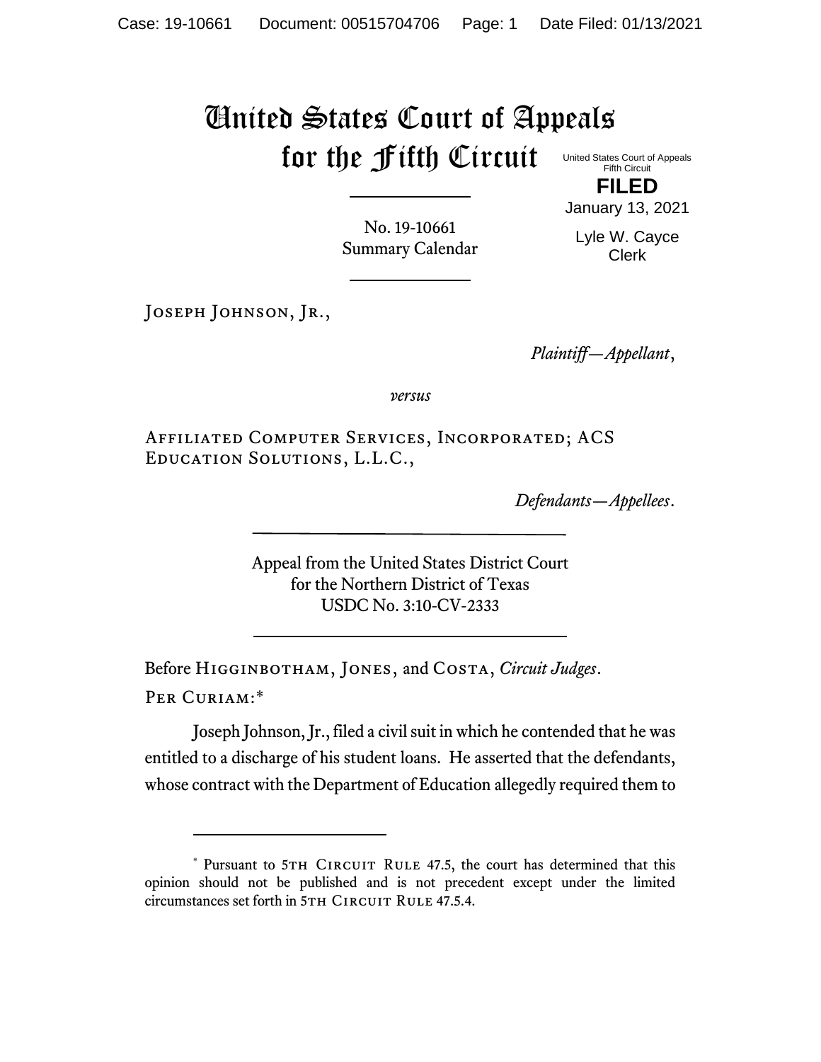# United States Court of Appeals for the Fifth Circuit

United States Court of Appeals
Fifth Circuit

**FILED**

January 13, 2021

Lyle W. Cayce
Clerk

No. 19-10661
Summary Calendar

Joseph Johnson, Jr.,

*Plaintiff—Appellant*,

*versus*

Affiliated Computer Services, Incorporated; ACS Education Solutions, L.L.C.,

*Defendants—Appellees*.

Appeal from the United States District Court
for the Northern District of Texas
USDC No. 3:10-CV-2333

Before Higginbotham, Jones, and Costa, *Circuit Judges*.

Per Curiam:*

Joseph Johnson, Jr., filed a civil suit in which he contended that he was entitled to a discharge of his student loans. He asserted that the defendants, whose contract with the Department of Education allegedly required them to

---

\* Pursuant to 5th Circuit Rule 47.5, the court has determined that this opinion should not be published and is not precedent except under the limited circumstances set forth in 5th Circuit Rule 47.5.4.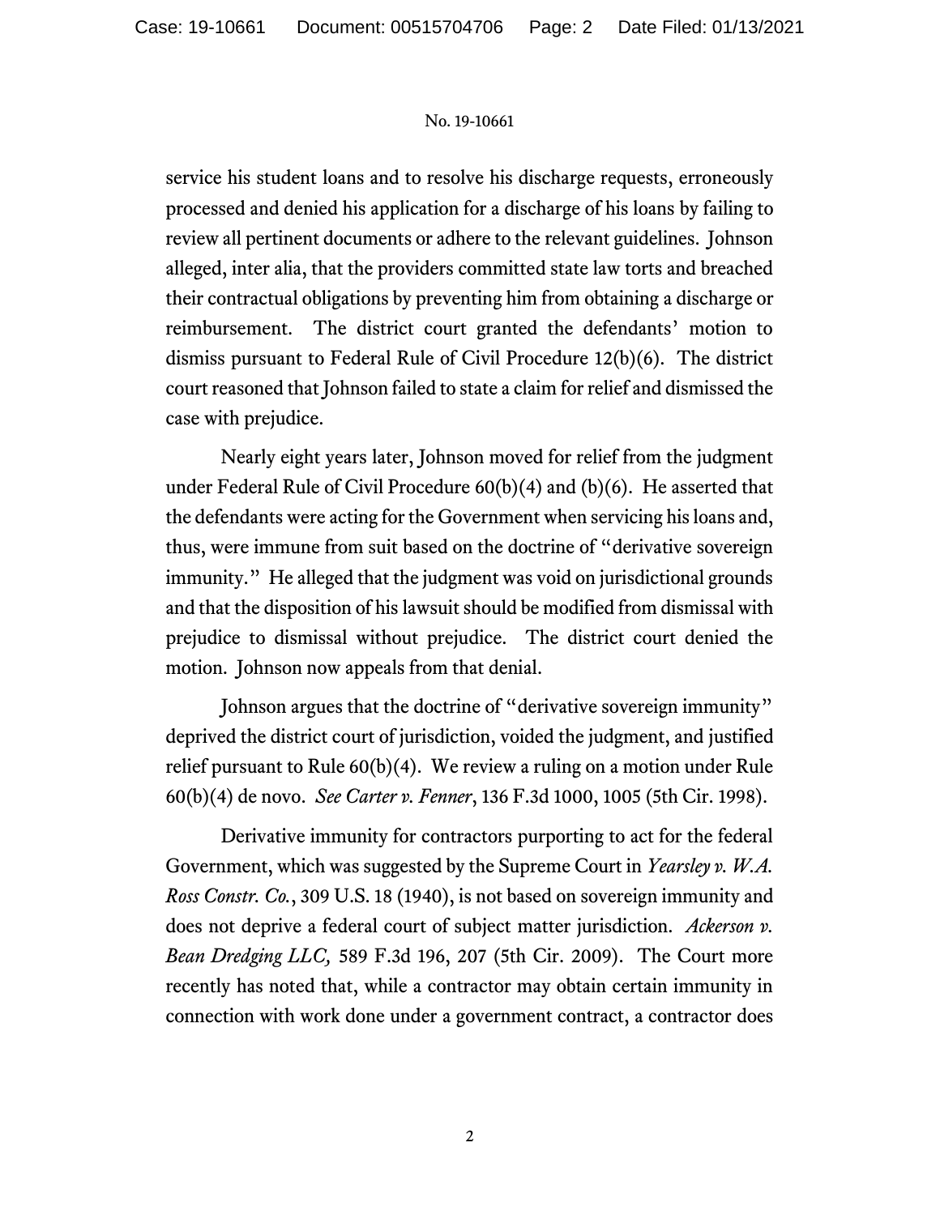service his student loans and to resolve his discharge requests, erroneously processed and denied his application for a discharge of his loans by failing to review all pertinent documents or adhere to the relevant guidelines. Johnson alleged, inter alia, that the providers committed state law torts and breached their contractual obligations by preventing him from obtaining a discharge or reimbursement. The district court granted the defendants' motion to dismiss pursuant to Federal Rule of Civil Procedure 12(b)(6). The district court reasoned that Johnson failed to state a claim for relief and dismissed the case with prejudice.

Nearly eight years later, Johnson moved for relief from the judgment under Federal Rule of Civil Procedure 60(b)(4) and (b)(6). He asserted that the defendants were acting for the Government when servicing his loans and, thus, were immune from suit based on the doctrine of "derivative sovereign immunity." He alleged that the judgment was void on jurisdictional grounds and that the disposition of his lawsuit should be modified from dismissal with prejudice to dismissal without prejudice. The district court denied the motion. Johnson now appeals from that denial.

Johnson argues that the doctrine of "derivative sovereign immunity" deprived the district court of jurisdiction, voided the judgment, and justified relief pursuant to Rule 60(b)(4). We review a ruling on a motion under Rule 60(b)(4) de novo. *See Carter v. Fenner*, 136 F.3d 1000, 1005 (5th Cir. 1998).

Derivative immunity for contractors purporting to act for the federal Government, which was suggested by the Supreme Court in *Yearsley v. W.A. Ross Constr. Co.*, 309 U.S. 18 (1940), is not based on sovereign immunity and does not deprive a federal court of subject matter jurisdiction. *Ackerson v. Bean Dredging LLC,* 589 F.3d 196, 207 (5th Cir. 2009). The Court more recently has noted that, while a contractor may obtain certain immunity in connection with work done under a government contract, a contractor does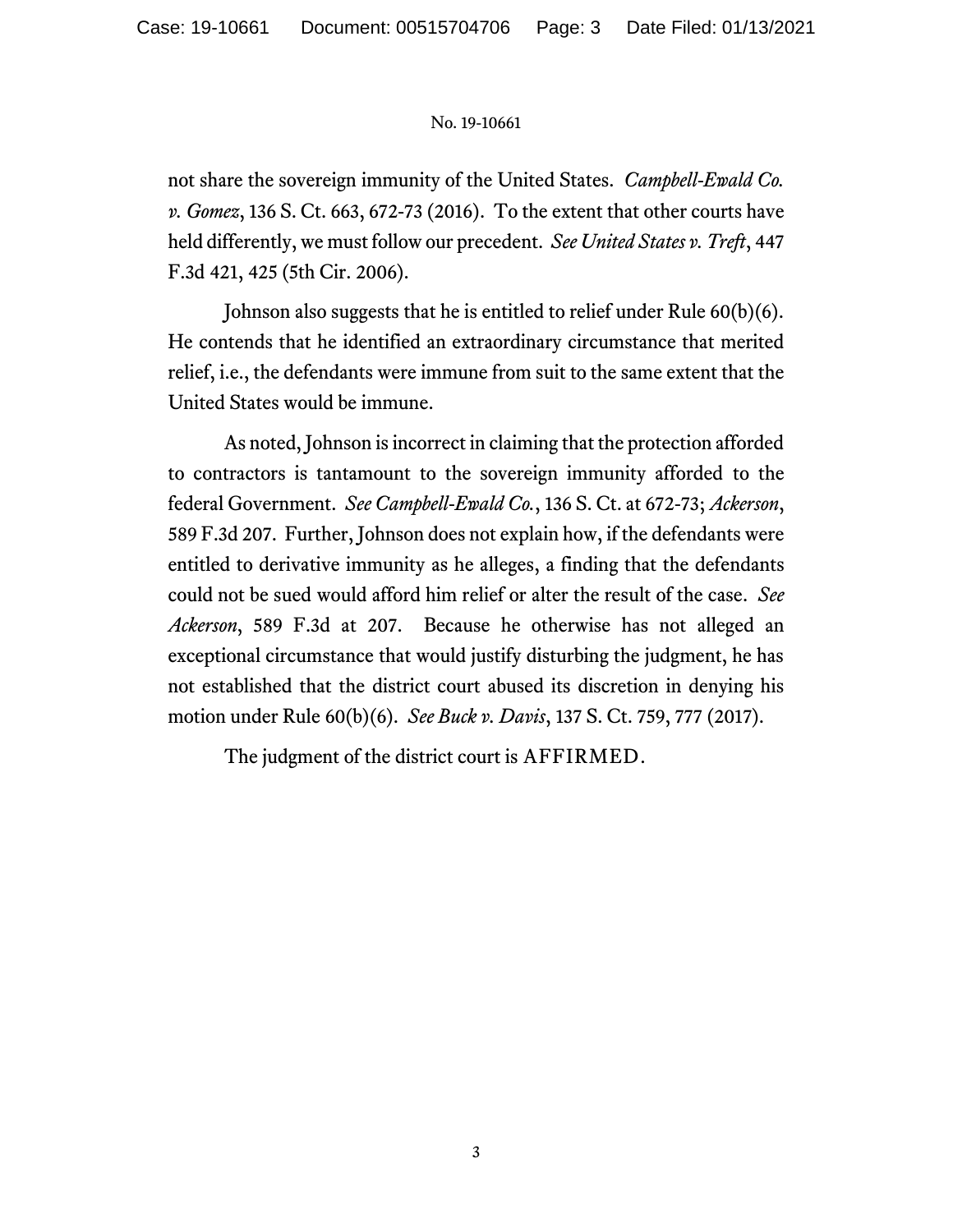not share the sovereign immunity of the United States. *Campbell-Ewald Co. v. Gomez*, 136 S. Ct. 663, 672-73 (2016). To the extent that other courts have held differently, we must follow our precedent. *See United States v. Treft*, 447 F.3d 421, 425 (5th Cir. 2006).

Johnson also suggests that he is entitled to relief under Rule 60(b)(6). He contends that he identified an extraordinary circumstance that merited relief, i.e., the defendants were immune from suit to the same extent that the United States would be immune.

As noted, Johnson is incorrect in claiming that the protection afforded to contractors is tantamount to the sovereign immunity afforded to the federal Government. *See Campbell-Ewald Co.*, 136 S. Ct. at 672-73; *Ackerson*, 589 F.3d 207. Further, Johnson does not explain how, if the defendants were entitled to derivative immunity as he alleges, a finding that the defendants could not be sued would afford him relief or alter the result of the case. *See Ackerson*, 589 F.3d at 207. Because he otherwise has not alleged an exceptional circumstance that would justify disturbing the judgment, he has not established that the district court abused its discretion in denying his motion under Rule 60(b)(6). *See Buck v. Davis*, 137 S. Ct. 759, 777 (2017).

The judgment of the district court is AFFIRMED.